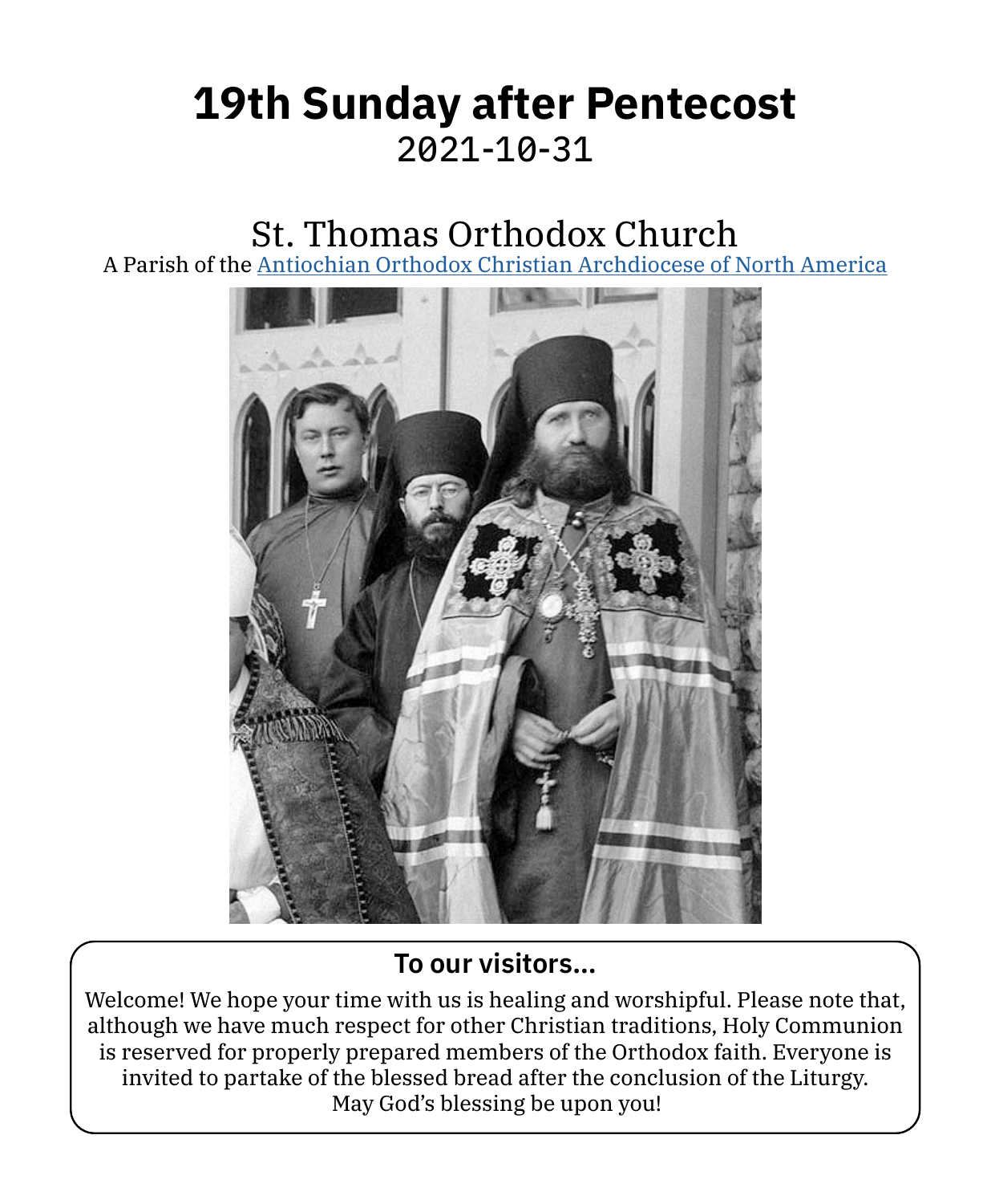# 19th Sunday after Pentecost

2021-10-31

## St. Thomas Orthodox Church

A Parish of the [Antiochian Orthodox Christian Archdiocese of North America]

### To our visitors...

Welcome! We hope your time with us is healing and worshipful. Please note that, although we have much respect for other Christian traditions, Holy Communion is reserved for properly prepared members of the Orthodox faith. Everyone is invited to partake of the blessed bread after the conclusion of the Liturgy. May God's blessing be upon you!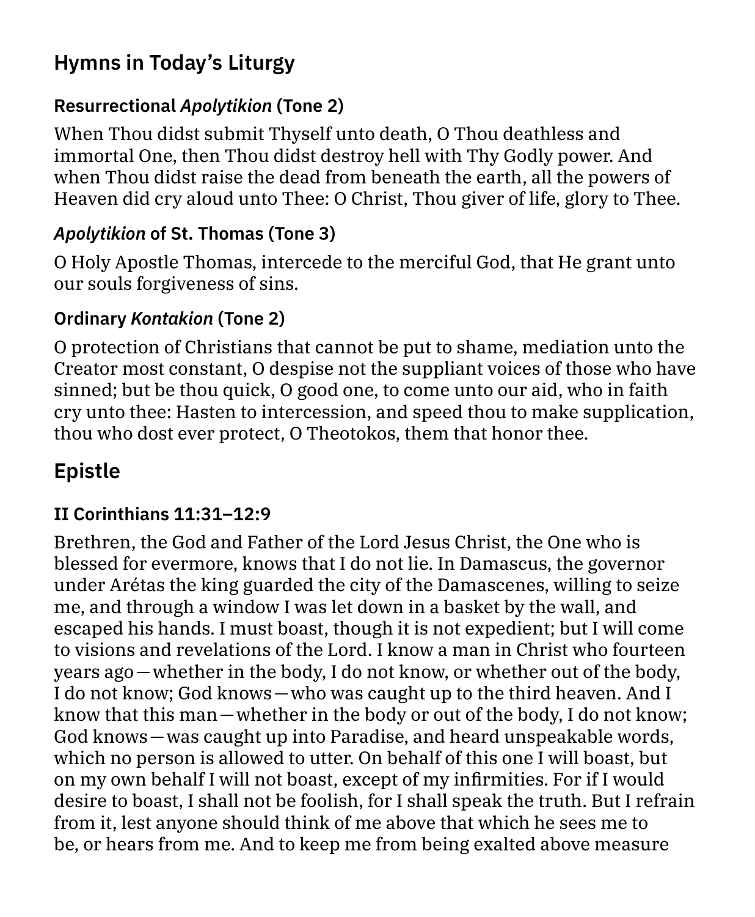## Hymns in Today's Liturgy

### Resurrectional *Apolytikion* (Tone 2)

When Thou didst submit Thyself unto death, O Thou deathless and immortal One, then Thou didst destroy hell with Thy Godly power. And when Thou didst raise the dead from beneath the earth, all the powers of Heaven did cry aloud unto Thee: O Christ, Thou giver of life, glory to Thee.

### *Apolytikion* of St. Thomas (Tone 3)

O Holy Apostle Thomas, intercede to the merciful God, that He grant unto our souls forgiveness of sins.

### Ordinary *Kontakion* (Tone 2)

O protection of Christians that cannot be put to shame, mediation unto the Creator most constant, O despise not the suppliant voices of those who have sinned; but be thou quick, O good one, to come unto our aid, who in faith cry unto thee: Hasten to intercession, and speed thou to make supplication, thou who dost ever protect, O Theotokos, them that honor thee.

## Epistle

### II Corinthians 11:31–12:9

Brethren, the God and Father of the Lord Jesus Christ, the One who is blessed for evermore, knows that I do not lie. In Damascus, the governor under Arétas the king guarded the city of the Damascenes, willing to seize me, and through a window I was let down in a basket by the wall, and escaped his hands. I must boast, though it is not expedient; but I will come to visions and revelations of the Lord. I know a man in Christ who fourteen years ago—whether in the body, I do not know, or whether out of the body, I do not know; God knows—who was caught up to the third heaven. And I know that this man—whether in the body or out of the body, I do not know; God knows—was caught up into Paradise, and heard unspeakable words, which no person is allowed to utter. On behalf of this one I will boast, but on my own behalf I will not boast, except of my infirmities. For if I would desire to boast, I shall not be foolish, for I shall speak the truth. But I refrain from it, lest anyone should think of me above that which he sees me to be, or hears from me. And to keep me from being exalted above measure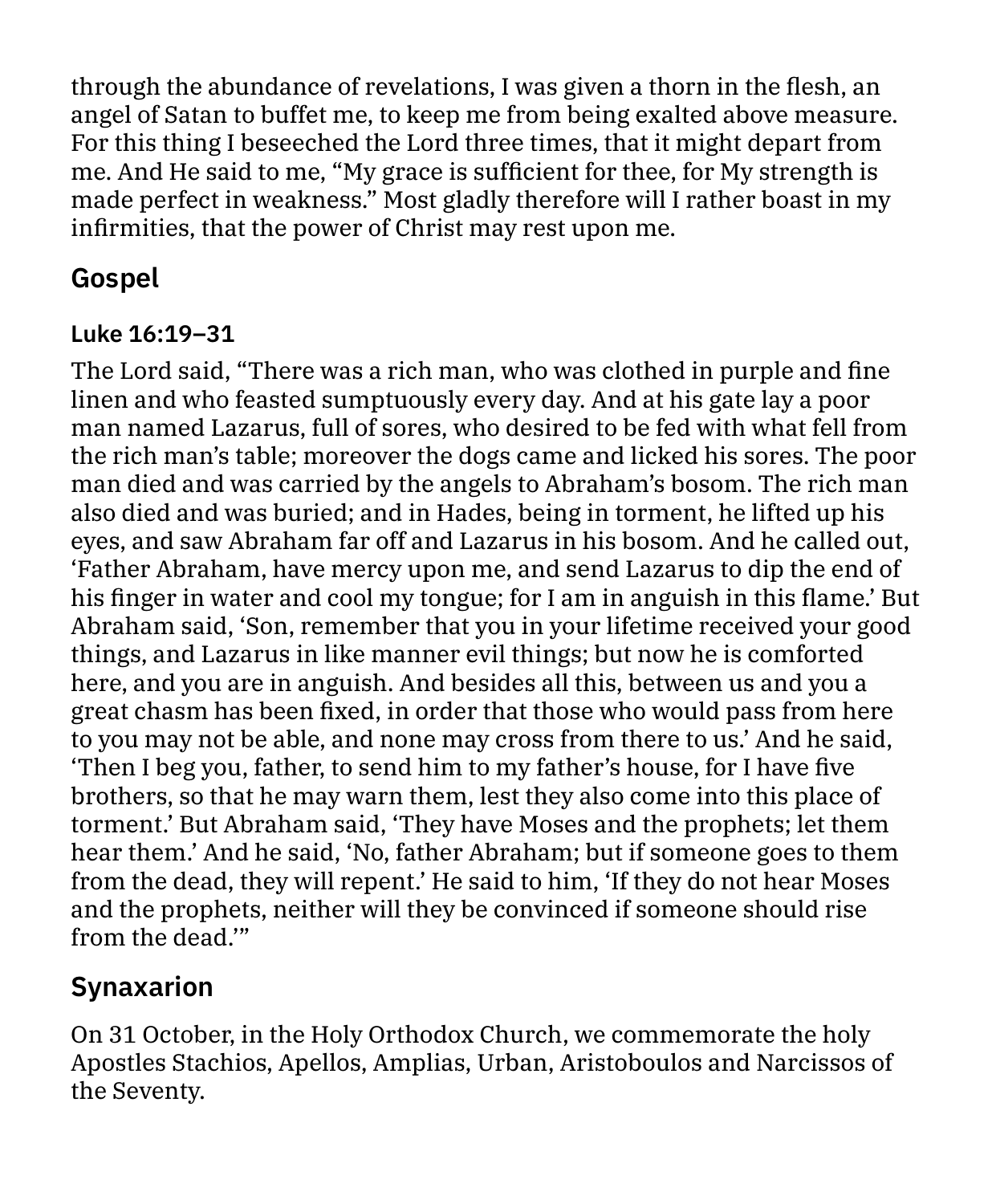through the abundance of revelations, I was given a thorn in the flesh, an angel of Satan to buffet me, to keep me from being exalted above measure. For this thing I beseeched the Lord three times, that it might depart from me. And He said to me, "My grace is sufficient for thee, for My strength is made perfect in weakness." Most gladly therefore will I rather boast in my infirmities, that the power of Christ may rest upon me.

## Gospel

### Luke 16:19–31

The Lord said, "There was a rich man, who was clothed in purple and fine linen and who feasted sumptuously every day. And at his gate lay a poor man named Lazarus, full of sores, who desired to be fed with what fell from the rich man's table; moreover the dogs came and licked his sores. The poor man died and was carried by the angels to Abraham's bosom. The rich man also died and was buried; and in Hades, being in torment, he lifted up his eyes, and saw Abraham far off and Lazarus in his bosom. And he called out, 'Father Abraham, have mercy upon me, and send Lazarus to dip the end of his finger in water and cool my tongue; for I am in anguish in this flame.' But Abraham said, 'Son, remember that you in your lifetime received your good things, and Lazarus in like manner evil things; but now he is comforted here, and you are in anguish. And besides all this, between us and you a great chasm has been fixed, in order that those who would pass from here to you may not be able, and none may cross from there to us.' And he said, 'Then I beg you, father, to send him to my father's house, for I have five brothers, so that he may warn them, lest they also come into this place of torment.' But Abraham said, 'They have Moses and the prophets; let them hear them.' And he said, 'No, father Abraham; but if someone goes to them from the dead, they will repent.' He said to him, 'If they do not hear Moses and the prophets, neither will they be convinced if someone should rise from the dead.'"

## Synaxarion

On 31 October, in the Holy Orthodox Church, we commemorate the holy Apostles Stachios, Apellos, Amplias, Urban, Aristoboulos and Narcissos of the Seventy.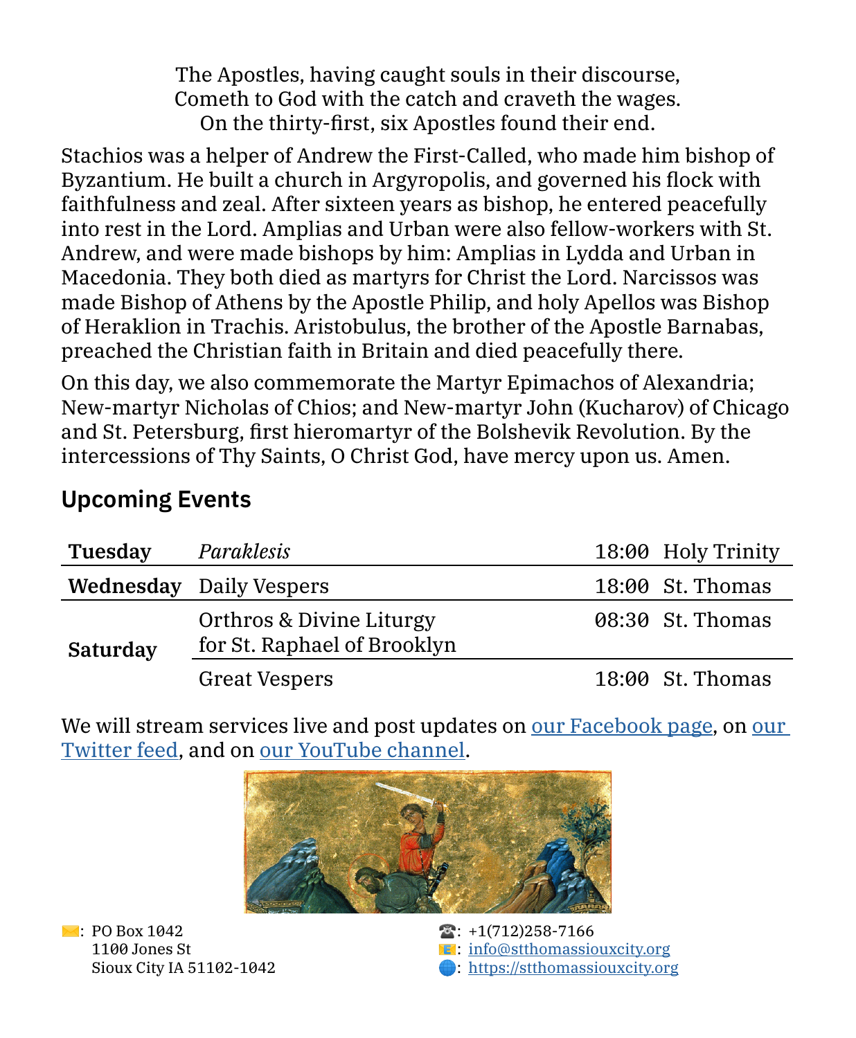The Apostles, having caught souls in their discourse,  
Cometh to God with the catch and craveth the wages.  
On the thirty-first, six Apostles found their end.

Stachios was a helper of Andrew the First-Called, who made him bishop of Byzantium. He built a church in Argyropolis, and governed his flock with faithfulness and zeal. After sixteen years as bishop, he entered peacefully into rest in the Lord. Amplias and Urban were also fellow-workers with St. Andrew, and were made bishops by him: Amplias in Lydda and Urban in Macedonia. They both died as martyrs for Christ the Lord. Narcissos was made Bishop of Athens by the Apostle Philip, and holy Apellos was Bishop of Heraklion in Trachis. Aristobulus, the brother of the Apostle Barnabas, preached the Christian faith in Britain and died peacefully there.

On this day, we also commemorate the Martyr Epimachos of Alexandria; New-martyr Nicholas of Chios; and New-martyr John (Kucharov) of Chicago and St. Petersburg, first hieromartyr of the Bolshevik Revolution. By the intercessions of Thy Saints, O Christ God, have mercy upon us. Amen.

## Upcoming Events

| | | | |
|---|---|---|---|
| **Tuesday** | *Paraklesis* | 18:00 | Holy Trinity |
| **Wednesday** | Daily Vespers | 18:00 | St. Thomas |
| **Saturday** | Orthros & Divine Liturgy for St. Raphael of Brooklyn | 08:30 | St. Thomas |
| | Great Vespers | 18:00 | St. Thomas |

We will stream services live and post updates on our Facebook page, on our Twitter feed, and on our YouTube channel.

✉️: PO Box 1042  
1100 Jones St  
Sioux City IA 51102-1042

☎: +1(712)258-7166  
📧: info@stthomassiouxcity.org  
🌐: https://stthomassiouxcity.org